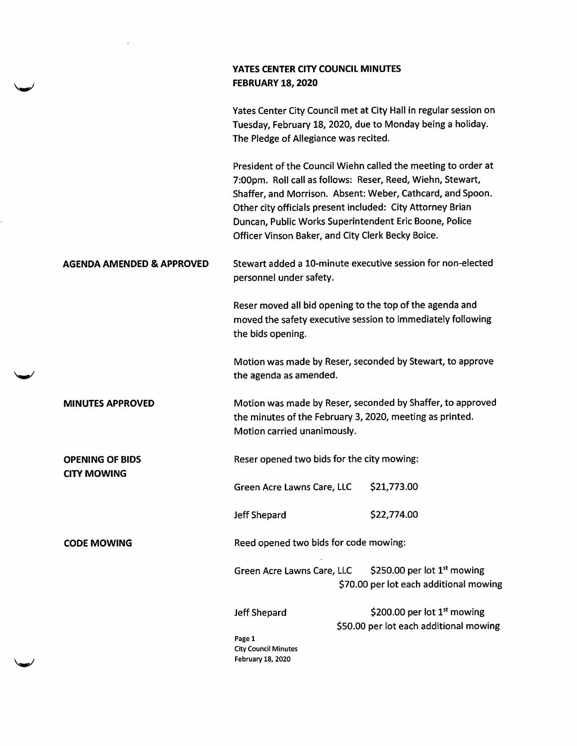# YATES CENTER CITY COUNCIL MINUTES
## FEBRUARY 18, 2020

Yates Center City Council met at City Hall in regular session on Tuesday, February 18, 2020, due to Monday being a holiday. The Pledge of Allegiance was recited.

President of the Council Wiehn called the meeting to order at 7:00pm. Roll call as follows: Reser, Reed, Wiehn, Stewart, Shaffer, and Morrison. Absent: Weber, Cathcard, and Spoon. Other city officials present included: City Attorney Brian Duncan, Public Works Superintendent Eric Boone, Police Officer Vinson Baker, and City Clerk Becky Boice.

**AGENDA AMENDED & APPROVED**

Stewart added a 10-minute executive session for non-elected personnel under safety.

Reser moved all bid opening to the top of the agenda and moved the safety executive session to immediately following the bids opening.

Motion was made by Reser, seconded by Stewart, to approve the agenda as amended.

**MINUTES APPROVED**

Motion was made by Reser, seconded by Shaffer, to approved the minutes of the February 3, 2020, meeting as printed. Motion carried unanimously.

**OPENING OF BIDS CITY MOWING**

Reser opened two bids for the city mowing:

| | |
|---|---|
| Green Acre Lawns Care, LLC | $21,773.00 |
| Jeff Shepard | $22,774.00 |

**CODE MOWING**

Reed opened two bids for code mowing:

| | |
|---|---|
| Green Acre Lawns Care, LLC | $250.00 per lot 1st mowing<br>$70.00 per lot each additional mowing |
| Jeff Shepard | $200.00 per lot 1st mowing<br>$50.00 per lot each additional mowing |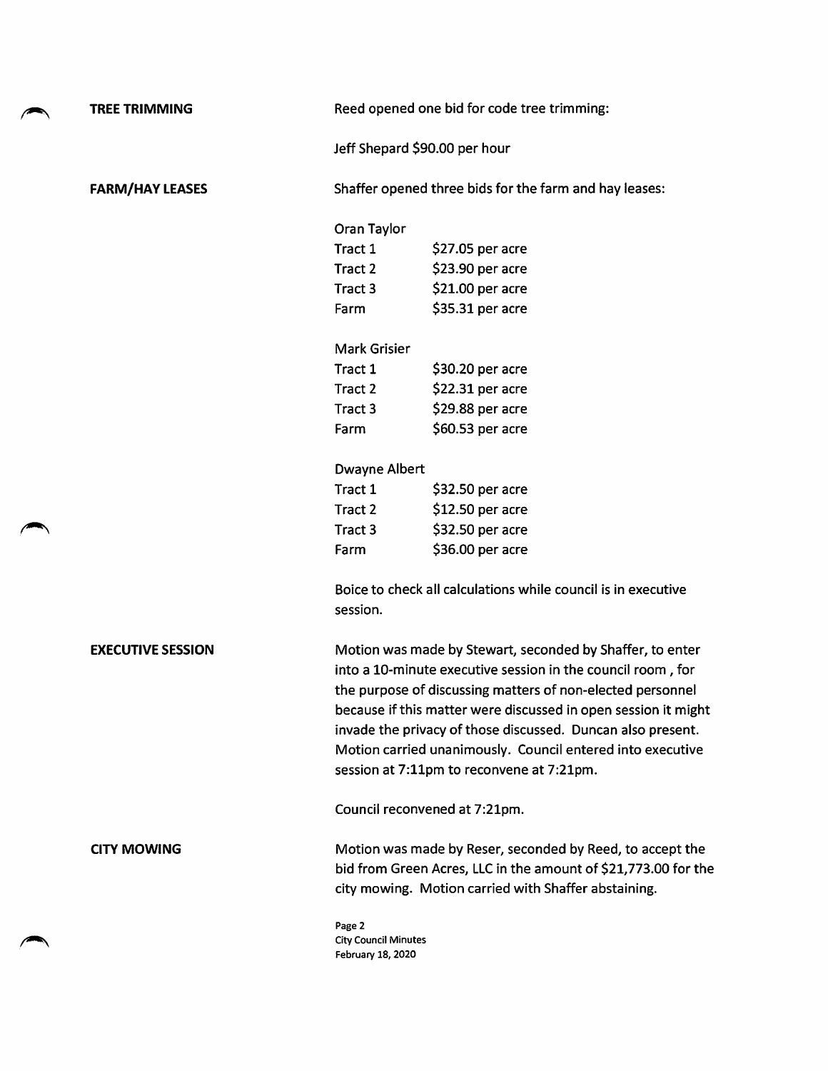**TREE TRIMMING**

Reed opened one bid for code tree trimming:

Jeff Shepard $90.00 per hour

**FARM/HAY LEASES**

Shaffer opened three bids for the farm and hay leases:

Oran Taylor

| | |
|---|---|
| Tract 1 | $27.05 per acre |
| Tract 2 | $23.90 per acre |
| Tract 3 | $21.00 per acre |
| Farm | $35.31 per acre |

Mark Grisier

| | |
|---|---|
| Tract 1 | $30.20 per acre |
| Tract 2 | $22.31 per acre |
| Tract 3 | $29.88 per acre |
| Farm | $60.53 per acre |

Dwayne Albert

| | |
|---|---|
| Tract 1 | $32.50 per acre |
| Tract 2 | $12.50 per acre |
| Tract 3 | $32.50 per acre |
| Farm | $36.00 per acre |

Boice to check all calculations while council is in executive session.

**EXECUTIVE SESSION**

Motion was made by Stewart, seconded by Shaffer, to enter into a 10-minute executive session in the council room , for the purpose of discussing matters of non-elected personnel because if this matter were discussed in open session it might invade the privacy of those discussed. Duncan also present. Motion carried unanimously. Council entered into executive session at 7:11pm to reconvene at 7:21pm.

Council reconvened at 7:21pm.

**CITY MOWING**

Motion was made by Reser, seconded by Reed, to accept the bid from Green Acres, LLC in the amount of $21,773.00 for the city mowing. Motion carried with Shaffer abstaining.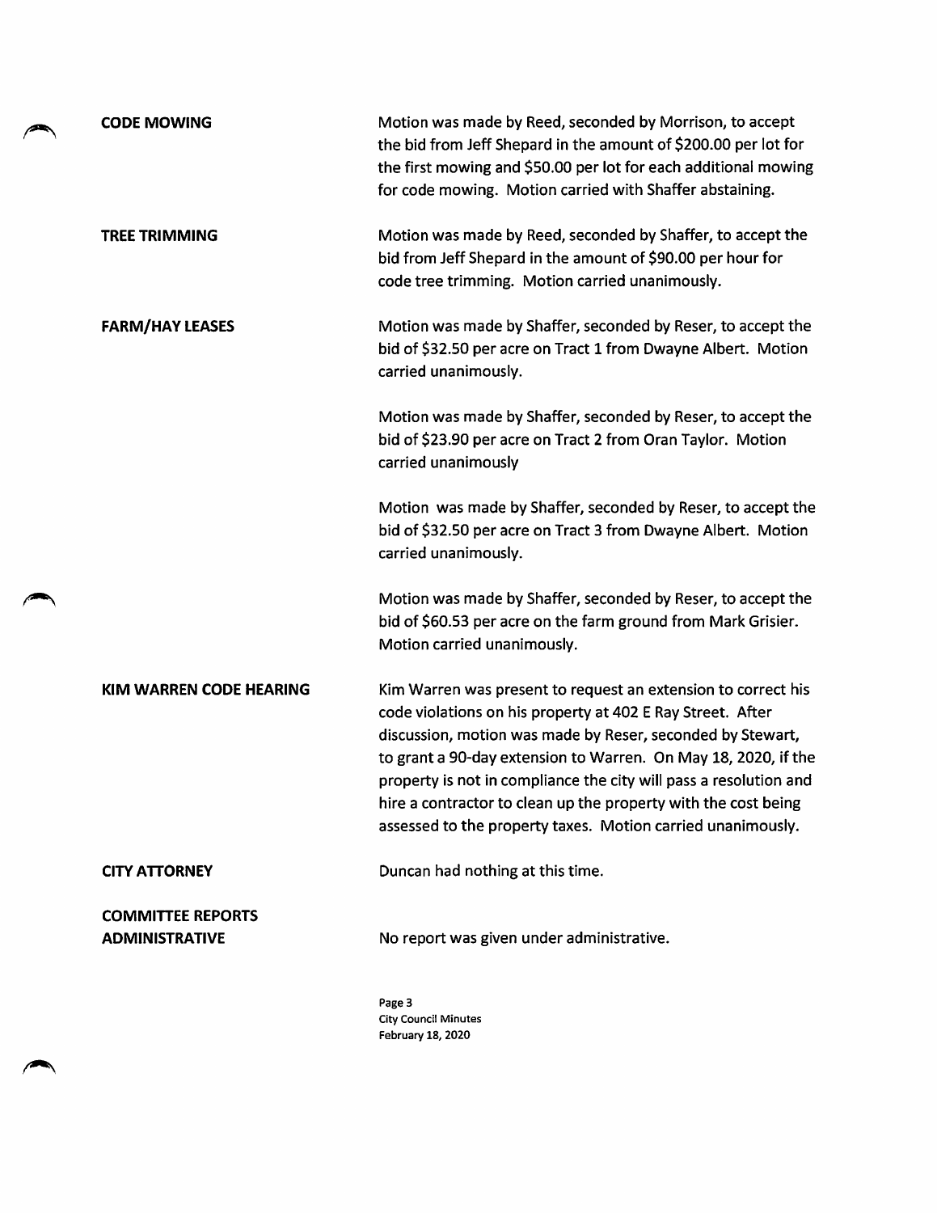**CODE MOWING**

Motion was made by Reed, seconded by Morrison, to accept the bid from Jeff Shepard in the amount of $200.00 per lot for the first mowing and $50.00 per lot for each additional mowing for code mowing. Motion carried with Shaffer abstaining.

**TREE TRIMMING**

Motion was made by Reed, seconded by Shaffer, to accept the bid from Jeff Shepard in the amount of $90.00 per hour for code tree trimming. Motion carried unanimously.

**FARM/HAY LEASES**

Motion was made by Shaffer, seconded by Reser, to accept the bid of $32.50 per acre on Tract 1 from Dwayne Albert. Motion carried unanimously.

Motion was made by Shaffer, seconded by Reser, to accept the bid of $23.90 per acre on Tract 2 from Oran Taylor. Motion carried unanimously

Motion was made by Shaffer, seconded by Reser, to accept the bid of $32.50 per acre on Tract 3 from Dwayne Albert. Motion carried unanimously.

Motion was made by Shaffer, seconded by Reser, to accept the bid of $60.53 per acre on the farm ground from Mark Grisier. Motion carried unanimously.

**KIM WARREN CODE HEARING**

Kim Warren was present to request an extension to correct his code violations on his property at 402 E Ray Street. After discussion, motion was made by Reser, seconded by Stewart, to grant a 90-day extension to Warren. On May 18, 2020, if the property is not in compliance the city will pass a resolution and hire a contractor to clean up the property with the cost being assessed to the property taxes. Motion carried unanimously.

**CITY ATTORNEY**

Duncan had nothing at this time.

**COMMITTEE REPORTS**

**ADMINISTRATIVE**

No report was given under administrative.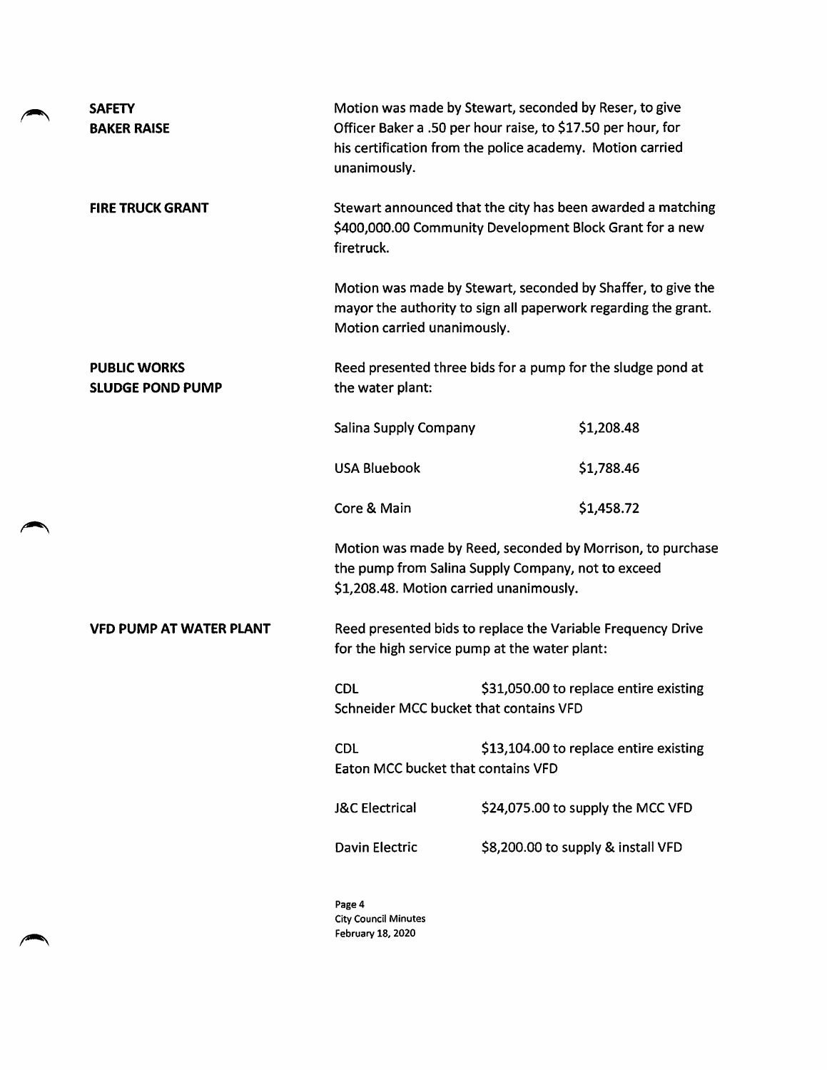**SAFETY**
**BAKER RAISE**

Motion was made by Stewart, seconded by Reser, to give Officer Baker a .50 per hour raise, to $17.50 per hour, for his certification from the police academy. Motion carried unanimously.

**FIRE TRUCK GRANT**

Stewart announced that the city has been awarded a matching $400,000.00 Community Development Block Grant for a new firetruck.

Motion was made by Stewart, seconded by Shaffer, to give the mayor the authority to sign all paperwork regarding the grant. Motion carried unanimously.

**PUBLIC WORKS**
**SLUDGE POND PUMP**

Reed presented three bids for a pump for the sludge pond at the water plant:

| | |
|---|---|
| Salina Supply Company | $1,208.48 |
| USA Bluebook | $1,788.46 |
| Core & Main | $1,458.72 |

Motion was made by Reed, seconded by Morrison, to purchase the pump from Salina Supply Company, not to exceed $1,208.48. Motion carried unanimously.

**VFD PUMP AT WATER PLANT**

Reed presented bids to replace the Variable Frequency Drive for the high service pump at the water plant:

CDL $31,050.00 to replace entire existing Schneider MCC bucket that contains VFD

CDL $13,104.00 to replace entire existing Eaton MCC bucket that contains VFD

| | |
|---|---|
| J&C Electrical | $24,075.00 to supply the MCC VFD |
| Davin Electric | $8,200.00 to supply & install VFD |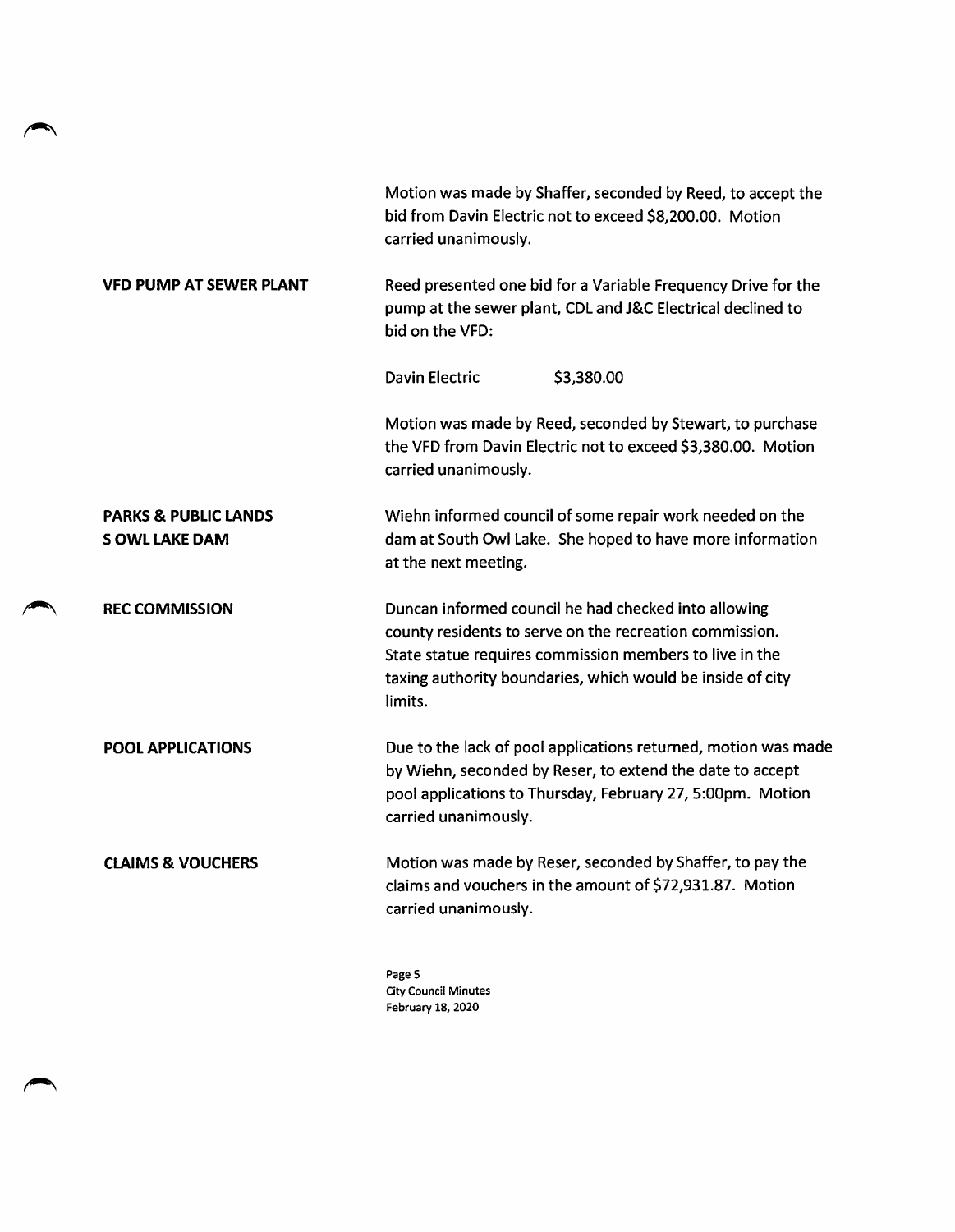Motion was made by Shaffer, seconded by Reed, to accept the bid from Davin Electric not to exceed $8,200.00. Motion carried unanimously.

**VFD PUMP AT SEWER PLANT**

Reed presented one bid for a Variable Frequency Drive for the pump at the sewer plant, CDL and J&C Electrical declined to bid on the VFD:

Davin Electric $3,380.00

Motion was made by Reed, seconded by Stewart, to purchase the VFD from Davin Electric not to exceed $3,380.00. Motion carried unanimously.

**PARKS & PUBLIC LANDS**
**S OWL LAKE DAM**

Wiehn informed council of some repair work needed on the dam at South Owl Lake. She hoped to have more information at the next meeting.

**REC COMMISSION**

Duncan informed council he had checked into allowing county residents to serve on the recreation commission. State statue requires commission members to live in the taxing authority boundaries, which would be inside of city limits.

**POOL APPLICATIONS**

Due to the lack of pool applications returned, motion was made by Wiehn, seconded by Reser, to extend the date to accept pool applications to Thursday, February 27, 5:00pm. Motion carried unanimously.

**CLAIMS & VOUCHERS**

Motion was made by Reser, seconded by Shaffer, to pay the claims and vouchers in the amount of $72,931.87. Motion carried unanimously.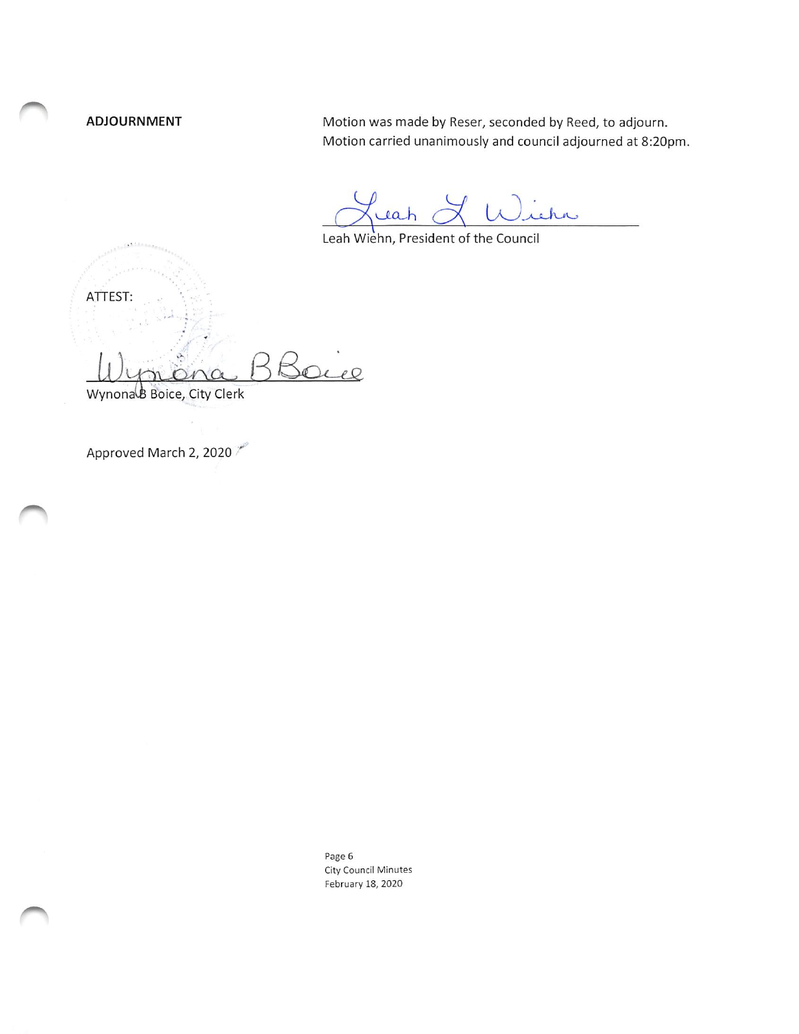**ADJOURNMENT**

Motion was made by Reser, seconded by Reed, to adjourn. Motion carried unanimously and council adjourned at 8:20pm.

Leah Wiehn, President of the Council

ATTEST:

Wynona B Boice, City Clerk

Approved March 2, 2020